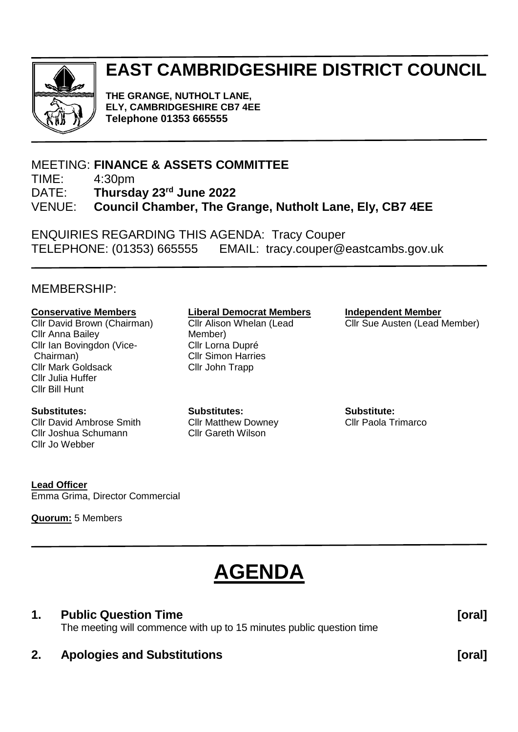# EAST CAMBRIDGESHIRE DISTRICT COUNCIL

**THE GRANGE, NUTHOLT LANE, ELY, CAMBRIDGESHIRE CB7 4EE**
**Telephone 01353 665555**

MEETING: **FINANCE & ASSETS COMMITTEE**
TIME: 4:30pm
DATE: **Thursday 23rd June 2022**
VENUE: **Council Chamber, The Grange, Nutholt Lane, Ely, CB7 4EE**

ENQUIRIES REGARDING THIS AGENDA: Tracy Couper
TELEPHONE: (01353) 665555 EMAIL: tracy.couper@eastcambs.gov.uk

MEMBERSHIP:

**Conservative Members**
Cllr David Brown (Chairman)
Cllr Anna Bailey
Cllr Ian Bovingdon (Vice-Chairman)
Cllr Mark Goldsack
Cllr Julia Huffer
Cllr Bill Hunt

**Substitutes:**
Cllr David Ambrose Smith
Cllr Joshua Schumann
Cllr Jo Webber

**Liberal Democrat Members**
Cllr Alison Whelan (Lead Member)
Cllr Lorna Dupré
Cllr Simon Harries
Cllr John Trapp

**Substitutes:**
Cllr Matthew Downey
Cllr Gareth Wilson

**Independent Member**
Cllr Sue Austen (Lead Member)

**Substitute:**
Cllr Paola Trimarco

**Lead Officer**
Emma Grima, Director Commercial

**Quorum:** 5 Members

# AGENDA

**1. Public Question Time** **[oral]**
The meeting will commence with up to 15 minutes public question time

**2. Apologies and Substitutions** **[oral]**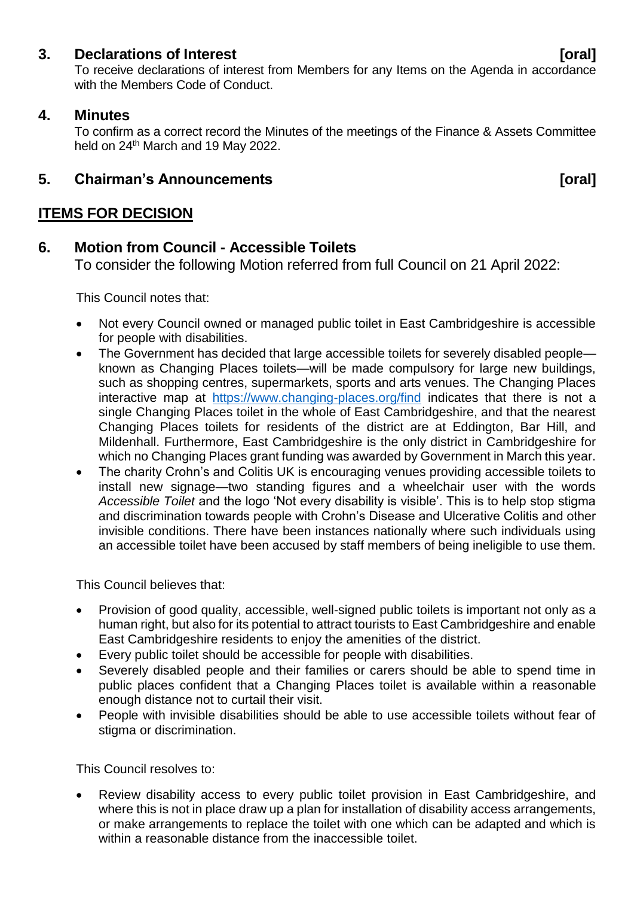## 3. Declarations of Interest [oral]

To receive declarations of interest from Members for any Items on the Agenda in accordance with the Members Code of Conduct.

## 4. Minutes

To confirm as a correct record the Minutes of the meetings of the Finance & Assets Committee held on 24th March and 19 May 2022.

## 5. Chairman's Announcements [oral]

## ITEMS FOR DECISION

## 6. Motion from Council - Accessible Toilets

To consider the following Motion referred from full Council on 21 April 2022:

This Council notes that:

- Not every Council owned or managed public toilet in East Cambridgeshire is accessible for people with disabilities.
- The Government has decided that large accessible toilets for severely disabled people—known as Changing Places toilets—will be made compulsory for large new buildings, such as shopping centres, supermarkets, sports and arts venues. The Changing Places interactive map at https://www.changing-places.org/find indicates that there is not a single Changing Places toilet in the whole of East Cambridgeshire, and that the nearest Changing Places toilets for residents of the district are at Eddington, Bar Hill, and Mildenhall. Furthermore, East Cambridgeshire is the only district in Cambridgeshire for which no Changing Places grant funding was awarded by Government in March this year.
- The charity Crohn's and Colitis UK is encouraging venues providing accessible toilets to install new signage—two standing figures and a wheelchair user with the words *Accessible Toilet* and the logo 'Not every disability is visible'. This is to help stop stigma and discrimination towards people with Crohn's Disease and Ulcerative Colitis and other invisible conditions. There have been instances nationally where such individuals using an accessible toilet have been accused by staff members of being ineligible to use them.

This Council believes that:

- Provision of good quality, accessible, well-signed public toilets is important not only as a human right, but also for its potential to attract tourists to East Cambridgeshire and enable East Cambridgeshire residents to enjoy the amenities of the district.
- Every public toilet should be accessible for people with disabilities.
- Severely disabled people and their families or carers should be able to spend time in public places confident that a Changing Places toilet is available within a reasonable enough distance not to curtail their visit.
- People with invisible disabilities should be able to use accessible toilets without fear of stigma or discrimination.

This Council resolves to:

- Review disability access to every public toilet provision in East Cambridgeshire, and where this is not in place draw up a plan for installation of disability access arrangements, or make arrangements to replace the toilet with one which can be adapted and which is within a reasonable distance from the inaccessible toilet.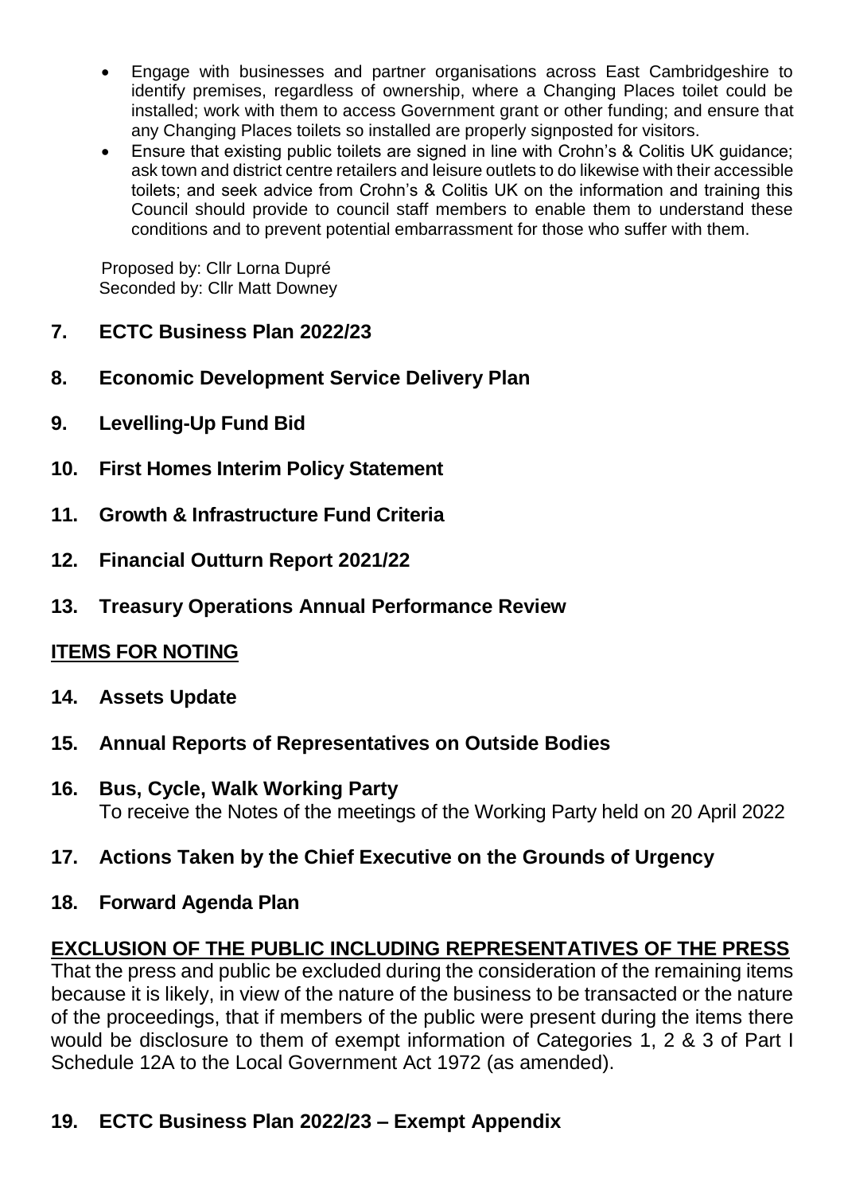- Engage with businesses and partner organisations across East Cambridgeshire to identify premises, regardless of ownership, where a Changing Places toilet could be installed; work with them to access Government grant or other funding; and ensure that any Changing Places toilets so installed are properly signposted for visitors.
- Ensure that existing public toilets are signed in line with Crohn's & Colitis UK guidance; ask town and district centre retailers and leisure outlets to do likewise with their accessible toilets; and seek advice from Crohn's & Colitis UK on the information and training this Council should provide to council staff members to enable them to understand these conditions and to prevent potential embarrassment for those who suffer with them.

Proposed by: Cllr Lorna Dupré
Seconded by: Cllr Matt Downey

**7. ECTC Business Plan 2022/23**

**8. Economic Development Service Delivery Plan**

**9. Levelling-Up Fund Bid**

**10. First Homes Interim Policy Statement**

**11. Growth & Infrastructure Fund Criteria**

**12. Financial Outturn Report 2021/22**

**13. Treasury Operations Annual Performance Review**

## ITEMS FOR NOTING

**14. Assets Update**

**15. Annual Reports of Representatives on Outside Bodies**

**16. Bus, Cycle, Walk Working Party**
To receive the Notes of the meetings of the Working Party held on 20 April 2022

**17. Actions Taken by the Chief Executive on the Grounds of Urgency**

**18. Forward Agenda Plan**

## EXCLUSION OF THE PUBLIC INCLUDING REPRESENTATIVES OF THE PRESS

That the press and public be excluded during the consideration of the remaining items because it is likely, in view of the nature of the business to be transacted or the nature of the proceedings, that if members of the public were present during the items there would be disclosure to them of exempt information of Categories 1, 2 & 3 of Part I Schedule 12A to the Local Government Act 1972 (as amended).

**19. ECTC Business Plan 2022/23 – Exempt Appendix**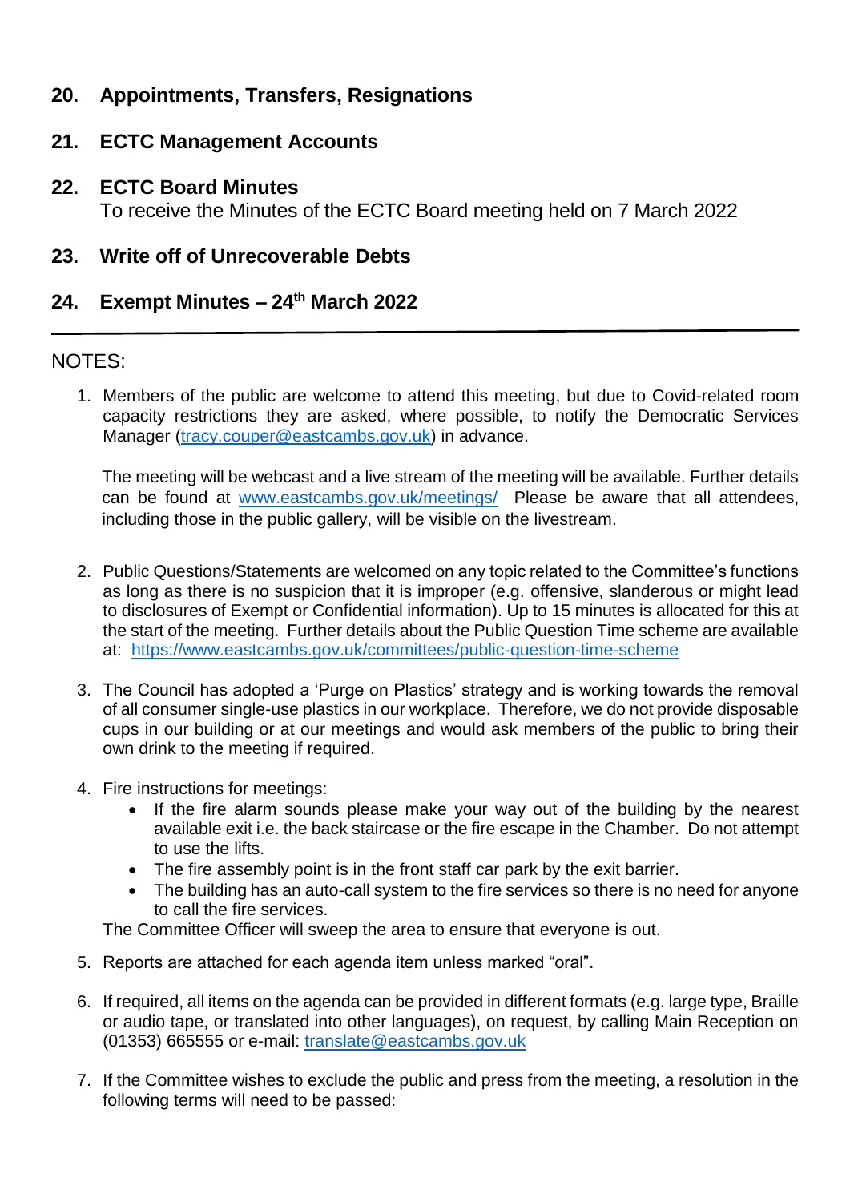## 20. Appointments, Transfers, Resignations

## 21. ECTC Management Accounts

## 22. ECTC Board Minutes

To receive the Minutes of the ECTC Board meeting held on 7 March 2022

## 23. Write off of Unrecoverable Debts

## 24. Exempt Minutes – 24th March 2022

---

NOTES:

1. Members of the public are welcome to attend this meeting, but due to Covid-related room capacity restrictions they are asked, where possible, to notify the Democratic Services Manager ([tracy.couper@eastcambs.gov.uk](mailto:tracy.couper@eastcambs.gov.uk)) in advance.

   The meeting will be webcast and a live stream of the meeting will be available. Further details can be found at [www.eastcambs.gov.uk/meetings/](http://www.eastcambs.gov.uk/meetings/) Please be aware that all attendees, including those in the public gallery, will be visible on the livestream.

2. Public Questions/Statements are welcomed on any topic related to the Committee's functions as long as there is no suspicion that it is improper (e.g. offensive, slanderous or might lead to disclosures of Exempt or Confidential information). Up to 15 minutes is allocated for this at the start of the meeting. Further details about the Public Question Time scheme are available at: [https://www.eastcambs.gov.uk/committees/public-question-time-scheme](https://www.eastcambs.gov.uk/committees/public-question-time-scheme)

3. The Council has adopted a 'Purge on Plastics' strategy and is working towards the removal of all consumer single-use plastics in our workplace. Therefore, we do not provide disposable cups in our building or at our meetings and would ask members of the public to bring their own drink to the meeting if required.

4. Fire instructions for meetings:
   - If the fire alarm sounds please make your way out of the building by the nearest available exit i.e. the back staircase or the fire escape in the Chamber. Do not attempt to use the lifts.
   - The fire assembly point is in the front staff car park by the exit barrier.
   - The building has an auto-call system to the fire services so there is no need for anyone to call the fire services.

   The Committee Officer will sweep the area to ensure that everyone is out.

5. Reports are attached for each agenda item unless marked "oral".

6. If required, all items on the agenda can be provided in different formats (e.g. large type, Braille or audio tape, or translated into other languages), on request, by calling Main Reception on (01353) 665555 or e-mail: [translate@eastcambs.gov.uk](mailto:translate@eastcambs.gov.uk)

7. If the Committee wishes to exclude the public and press from the meeting, a resolution in the following terms will need to be passed: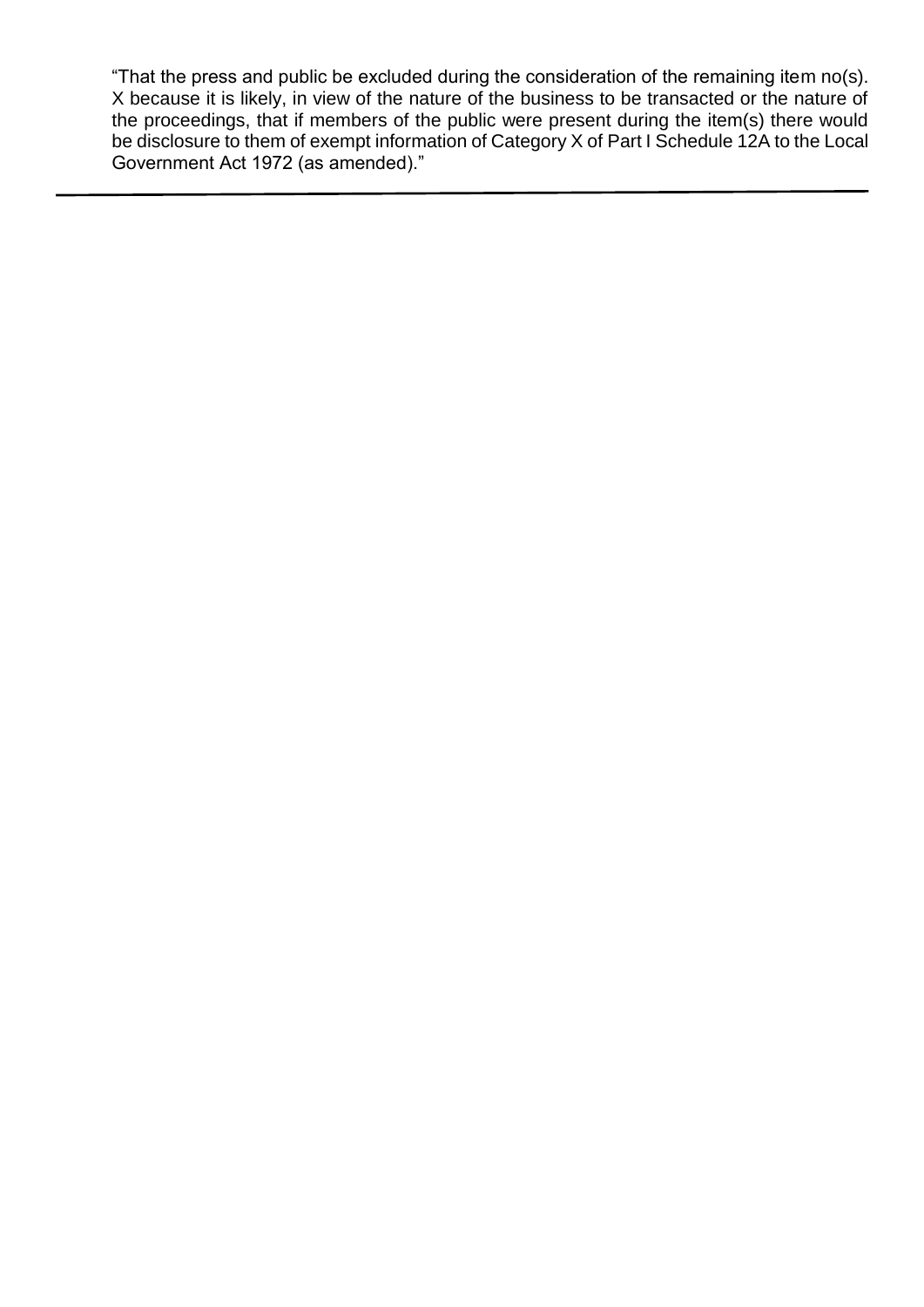"That the press and public be excluded during the consideration of the remaining item no(s). X because it is likely, in view of the nature of the business to be transacted or the nature of the proceedings, that if members of the public were present during the item(s) there would be disclosure to them of exempt information of Category X of Part I Schedule 12A to the Local Government Act 1972 (as amended)."

---